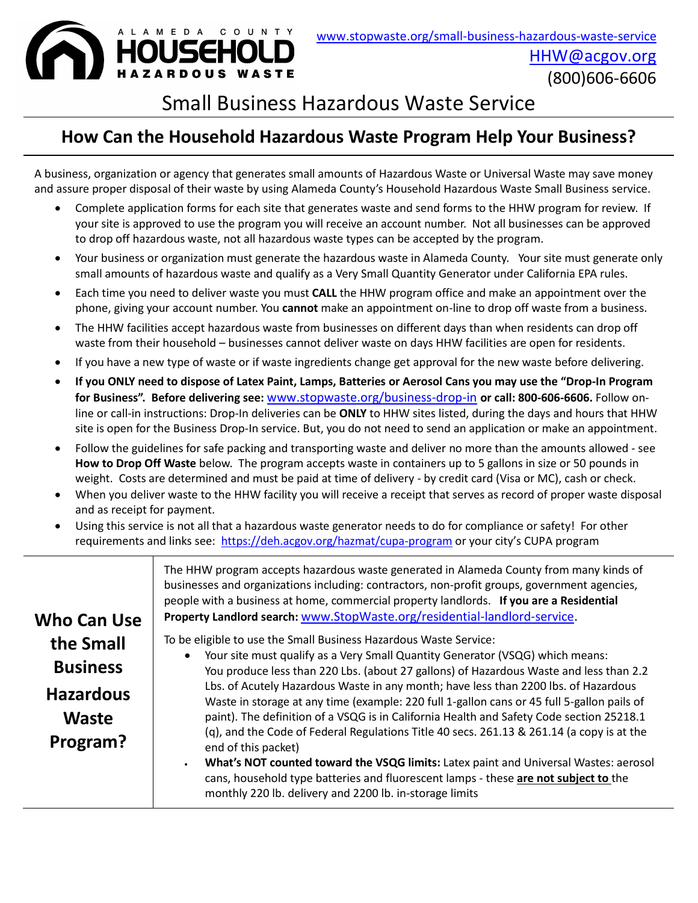ALAMEDA COUNTY **HOUSEHOLD** HAZARDOUS WASTE

www.stopwaste.org/small-business-hazardous-waste-service
HHW@acgov.org
(800)606-6606

# Small Business Hazardous Waste Service

## How Can the Household Hazardous Waste Program Help Your Business?

A business, organization or agency that generates small amounts of Hazardous Waste or Universal Waste may save money and assure proper disposal of their waste by using Alameda County's Household Hazardous Waste Small Business service.

- Complete application forms for each site that generates waste and send forms to the HHW program for review. If your site is approved to use the program you will receive an account number. Not all businesses can be approved to drop off hazardous waste, not all hazardous waste types can be accepted by the program.
- Your business or organization must generate the hazardous waste in Alameda County. Your site must generate only small amounts of hazardous waste and qualify as a Very Small Quantity Generator under California EPA rules.
- Each time you need to deliver waste you must **CALL** the HHW program office and make an appointment over the phone, giving your account number. You **cannot** make an appointment on-line to drop off waste from a business.
- The HHW facilities accept hazardous waste from businesses on different days than when residents can drop off waste from their household – businesses cannot deliver waste on days HHW facilities are open for residents.
- If you have a new type of waste or if waste ingredients change get approval for the new waste before delivering.
- **If you ONLY need to dispose of Latex Paint, Lamps, Batteries or Aerosol Cans you may use the "Drop-In Program for Business". Before delivering see:** www.stopwaste.org/business-drop-in **or call: 800-606-6606.** Follow on-line or call-in instructions: Drop-In deliveries can be **ONLY** to HHW sites listed, during the days and hours that HHW site is open for the Business Drop-In service. But, you do not need to send an application or make an appointment.
- Follow the guidelines for safe packing and transporting waste and deliver no more than the amounts allowed - see **How to Drop Off Waste** below. The program accepts waste in containers up to 5 gallons in size or 50 pounds in weight. Costs are determined and must be paid at time of delivery - by credit card (Visa or MC), cash or check.
- When you deliver waste to the HHW facility you will receive a receipt that serves as record of proper waste disposal and as receipt for payment.
- Using this service is not all that a hazardous waste generator needs to do for compliance or safety! For other requirements and links see: https://deh.acgov.org/hazmat/cupa-program or your city's CUPA program

## Who Can Use the Small Business Hazardous Waste Program?

The HHW program accepts hazardous waste generated in Alameda County from many kinds of businesses and organizations including: contractors, non-profit groups, government agencies, people with a business at home, commercial property landlords. **If you are a Residential Property Landlord search:** www.StopWaste.org/residential-landlord-service.

To be eligible to use the Small Business Hazardous Waste Service:

- Your site must qualify as a Very Small Quantity Generator (VSQG) which means: You produce less than 220 Lbs. (about 27 gallons) of Hazardous Waste and less than 2.2 Lbs. of Acutely Hazardous Waste in any month; have less than 2200 lbs. of Hazardous Waste in storage at any time (example: 220 full 1-gallon cans or 45 full 5-gallon pails of paint). The definition of a VSQG is in California Health and Safety Code section 25218.1 (q), and the Code of Federal Regulations Title 40 secs. 261.13 & 261.14 (a copy is at the end of this packet)
- **What's NOT counted toward the VSQG limits:** Latex paint and Universal Wastes: aerosol cans, household type batteries and fluorescent lamps - these **are not subject to** the monthly 220 lb. delivery and 2200 lb. in-storage limits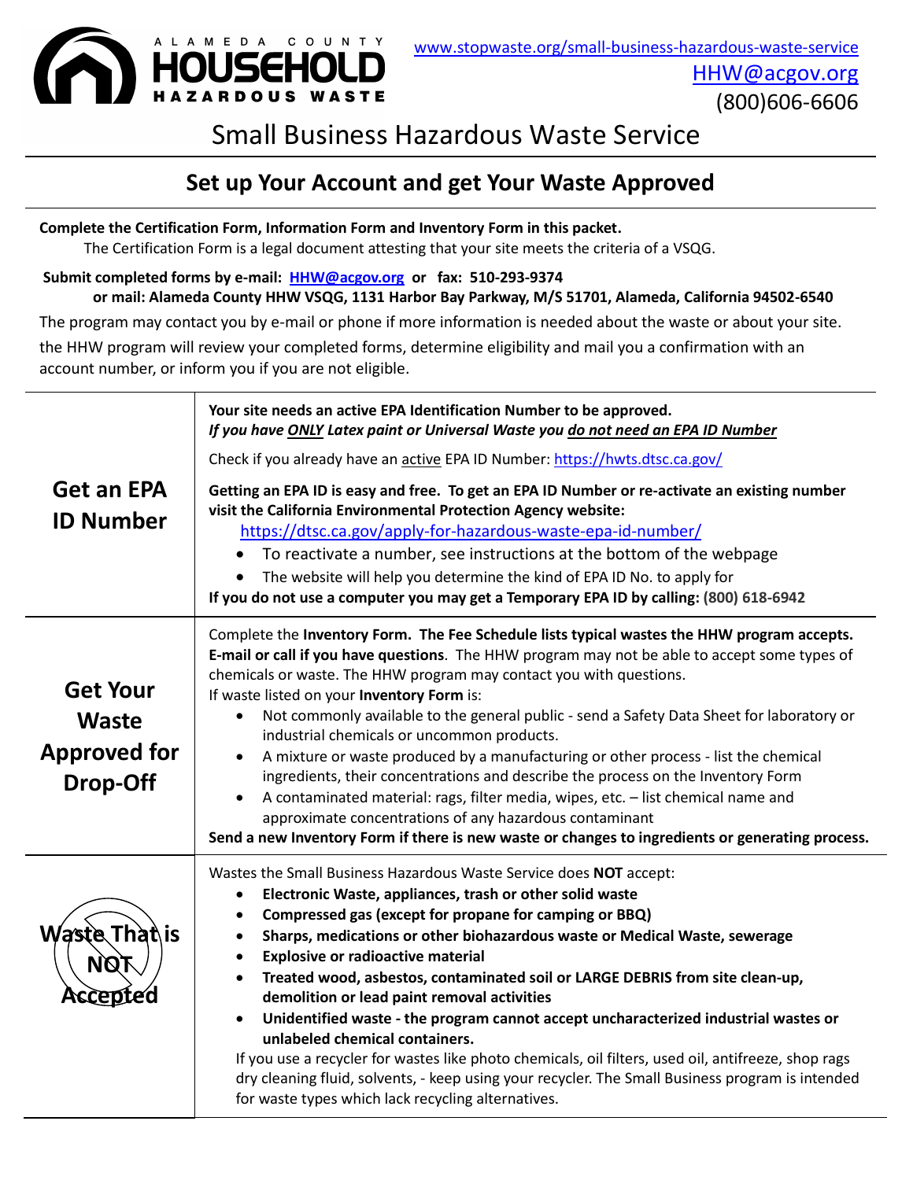ALAMEDA COUNTY **HOUSEHOLD** HAZARDOUS WASTE

www.stopwaste.org/small-business-hazardous-waste-service
HHW@acgov.org
(800)606-6606

# Small Business Hazardous Waste Service

## Set up Your Account and get Your Waste Approved

**Complete the Certification Form, Information Form and Inventory Form in this packet.**
The Certification Form is a legal document attesting that your site meets the criteria of a VSQG.

**Submit completed forms by e-mail: HHW@acgov.org or fax: 510-293-9374**
**or mail: Alameda County HHW VSQG, 1131 Harbor Bay Parkway, M/S 51701, Alameda, California 94502-6540**

The program may contact you by e-mail or phone if more information is needed about the waste or about your site.

the HHW program will review your completed forms, determine eligibility and mail you a confirmation with an account number, or inform you if you are not eligible.

| | |
|---|---|
| **Get an EPA ID Number** | **Your site needs an active EPA Identification Number to be approved.**<br>***If you have ONLY Latex paint or Universal Waste you do not need an EPA ID Number***<br><br>Check if you already have an active EPA ID Number: https://hwts.dtsc.ca.gov/<br><br>**Getting an EPA ID is easy and free. To get an EPA ID Number or re-activate an existing number visit the California Environmental Protection Agency website:**<br>https://dtsc.ca.gov/apply-for-hazardous-waste-epa-id-number/<br>• To reactivate a number, see instructions at the bottom of the webpage<br>• The website will help you determine the kind of EPA ID No. to apply for<br>**If you do not use a computer you may get a Temporary EPA ID by calling: (800) 618-6942** |
| **Get Your Waste Approved for Drop-Off** | Complete the **Inventory Form. The Fee Schedule lists typical wastes the HHW program accepts. E-mail or call if you have questions**. The HHW program may not be able to accept some types of chemicals or waste. The HHW program may contact you with questions.<br>If waste listed on your **Inventory Form** is:<br>• Not commonly available to the general public - send a Safety Data Sheet for laboratory or industrial chemicals or uncommon products.<br>• A mixture or waste produced by a manufacturing or other process - list the chemical ingredients, their concentrations and describe the process on the Inventory Form<br>• A contaminated material: rags, filter media, wipes, etc. – list chemical name and approximate concentrations of any hazardous contaminant<br>**Send a new Inventory Form if there is new waste or changes to ingredients or generating process.** |
| **Waste That is NOT Accepted** | Wastes the Small Business Hazardous Waste Service does **NOT** accept:<br>• **Electronic Waste, appliances, trash or other solid waste**<br>• **Compressed gas (except for propane for camping or BBQ)**<br>• **Sharps, medications or other biohazardous waste or Medical Waste, sewerage**<br>• **Explosive or radioactive material**<br>• **Treated wood, asbestos, contaminated soil or LARGE DEBRIS from site clean-up, demolition or lead paint removal activities**<br>• **Unidentified waste - the program cannot accept uncharacterized industrial wastes or unlabeled chemical containers.**<br>If you use a recycler for wastes like photo chemicals, oil filters, used oil, antifreeze, shop rags dry cleaning fluid, solvents, - keep using your recycler. The Small Business program is intended for waste types which lack recycling alternatives. |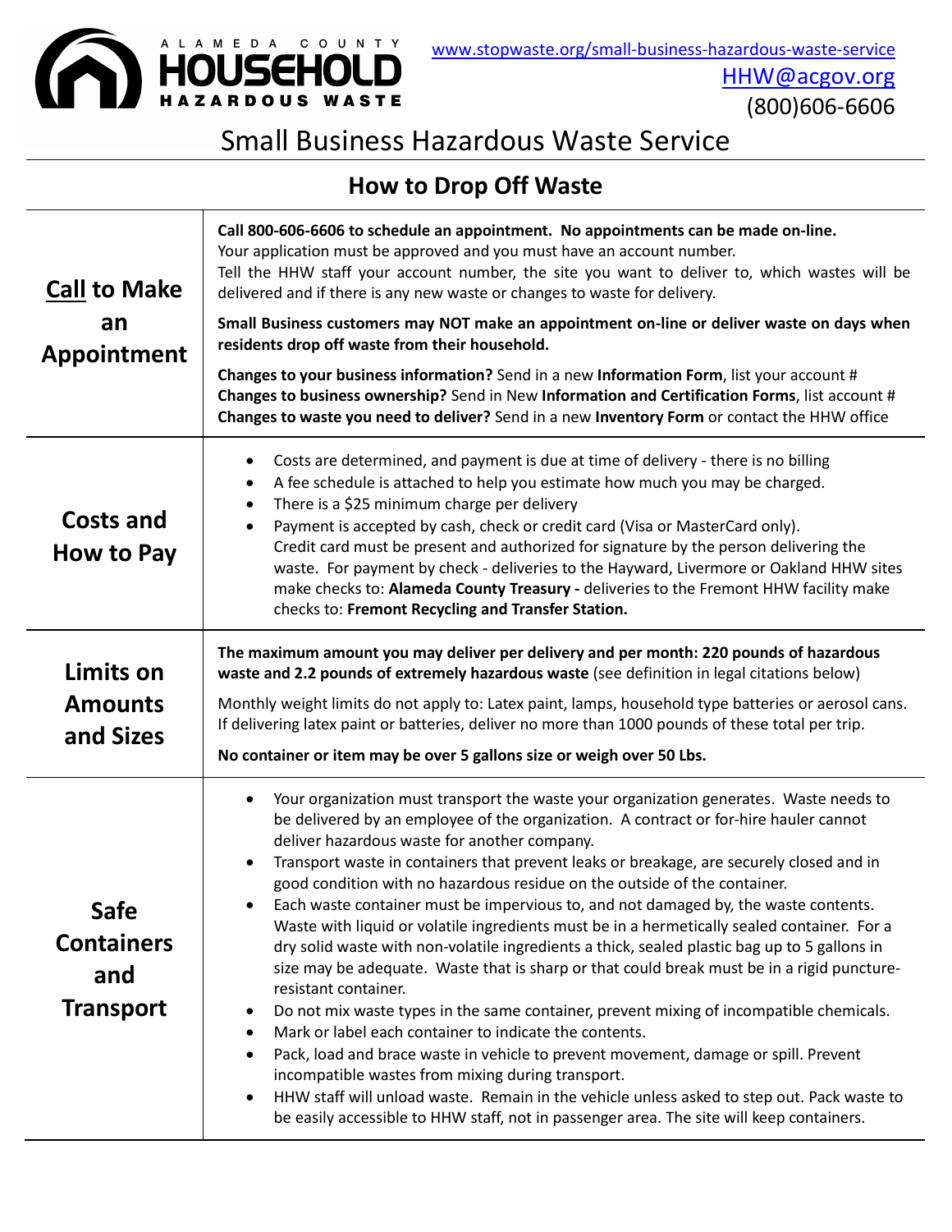ALAMEDA COUNTY **HOUSEHOLD HAZARDOUS WASTE**

www.stopwaste.org/small-business-hazardous-waste-service

HHW@acgov.org

(800)606-6606

# Small Business Hazardous Waste Service

## How to Drop Off Waste

| | |
|---|---|
| **Call to Make an Appointment** | **Call 800-606-6606 to schedule an appointment. No appointments can be made on-line.** Your application must be approved and you must have an account number. Tell the HHW staff your account number, the site you want to deliver to, which wastes will be delivered and if there is any new waste or changes to waste for delivery.<br><br>**Small Business customers may NOT make an appointment on-line or deliver waste on days when residents drop off waste from their household.**<br><br>**Changes to your business information?** Send in a new **Information Form**, list your account #<br>**Changes to business ownership?** Send in New **Information and Certification Forms**, list account #<br>**Changes to waste you need to deliver?** Send in a new **Inventory Form** or contact the HHW office |
| **Costs and How to Pay** | • Costs are determined, and payment is due at time of delivery - there is no billing<br>• A fee schedule is attached to help you estimate how much you may be charged.<br>• There is a $25 minimum charge per delivery<br>• Payment is accepted by cash, check or credit card (Visa or MasterCard only). Credit card must be present and authorized for signature by the person delivering the waste. For payment by check - deliveries to the Hayward, Livermore or Oakland HHW sites make checks to: **Alameda County Treasury -** deliveries to the Fremont HHW facility make checks to: **Fremont Recycling and Transfer Station.** |
| **Limits on Amounts and Sizes** | **The maximum amount you may deliver per delivery and per month: 220 pounds of hazardous waste and 2.2 pounds of extremely hazardous waste** (see definition in legal citations below)<br><br>Monthly weight limits do not apply to: Latex paint, lamps, household type batteries or aerosol cans. If delivering latex paint or batteries, deliver no more than 1000 pounds of these total per trip.<br><br>**No container or item may be over 5 gallons size or weigh over 50 Lbs.** |
| **Safe Containers and Transport** | • Your organization must transport the waste your organization generates. Waste needs to be delivered by an employee of the organization. A contract or for-hire hauler cannot deliver hazardous waste for another company.<br>• Transport waste in containers that prevent leaks or breakage, are securely closed and in good condition with no hazardous residue on the outside of the container.<br>• Each waste container must be impervious to, and not damaged by, the waste contents. Waste with liquid or volatile ingredients must be in a hermetically sealed container. For a dry solid waste with non-volatile ingredients a thick, sealed plastic bag up to 5 gallons in size may be adequate. Waste that is sharp or that could break must be in a rigid puncture-resistant container.<br>• Do not mix waste types in the same container, prevent mixing of incompatible chemicals.<br>• Mark or label each container to indicate the contents.<br>• Pack, load and brace waste in vehicle to prevent movement, damage or spill. Prevent incompatible wastes from mixing during transport.<br>• HHW staff will unload waste. Remain in the vehicle unless asked to step out. Pack waste to be easily accessible to HHW staff, not in passenger area. The site will keep containers. |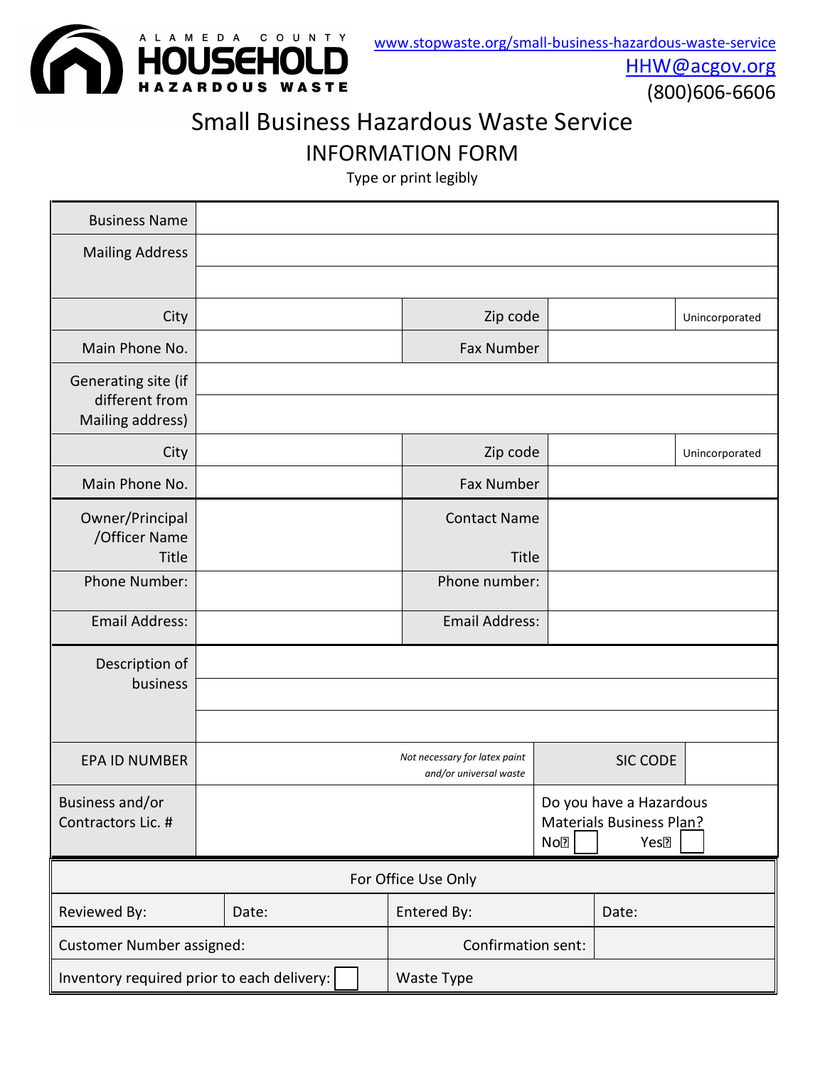ALAMEDA COUNTY HOUSEHOLD HAZARDOUS WASTE

www.stopwaste.org/small-business-hazardous-waste-service
HHW@acgov.org
(800)606-6606

# Small Business Hazardous Waste Service

## INFORMATION FORM

Type or print legibly

| | | | | |
|---|---|---|---|---|
| Business Name | | | | |
| Mailing Address | | | | |
| | | | | |
| City | | Zip code | | Unincorporated |
| Main Phone No. | | Fax Number | | |
| Generating site (if different from Mailing address) | | | | |
| | | | | |
| City | | Zip code | | Unincorporated |
| Main Phone No. | | Fax Number | | |
| Owner/Principal /Officer Name Title | | Contact Name Title | | |
| Phone Number: | | Phone number: | | |
| Email Address: | | Email Address: | | |
| Description of business | | | | |
| | | | | |
| | | | | |
| EPA ID NUMBER | *Not necessary for latex paint and/or universal waste* | SIC CODE | | |
| Business and/or Contractors Lic. # | | Do you have a Hazardous Materials Business Plan? No☐ Yes☐ | | |

| For Office Use Only | | | |
|---|---|---|---|
| Reviewed By: | Date: | Entered By: | Date: |
| Customer Number assigned: | | Confirmation sent: | |
| Inventory required prior to each delivery: ☐ | | Waste Type | |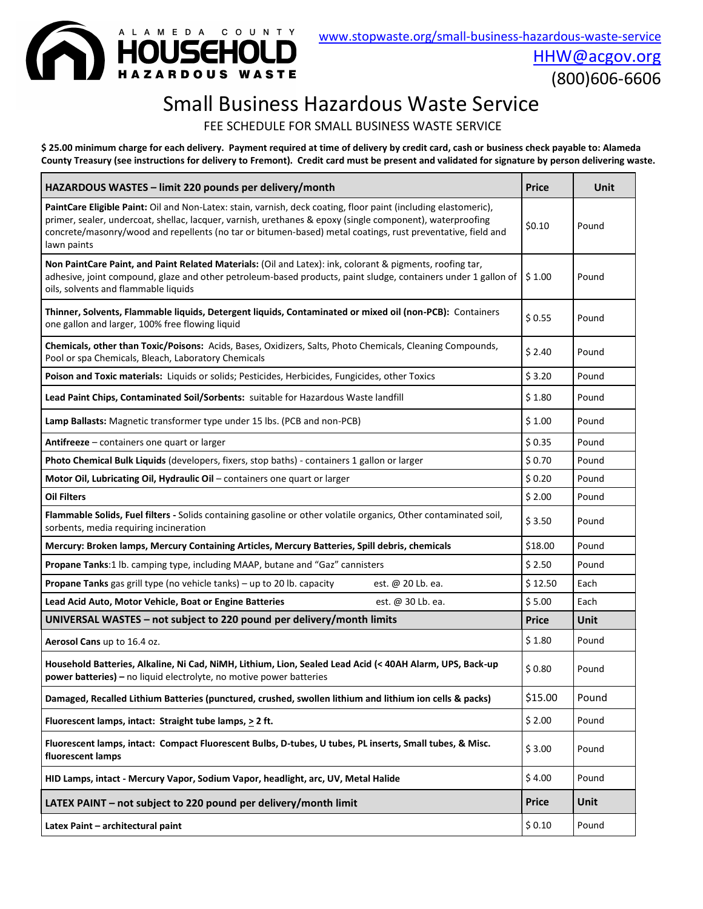ALAMEDA COUNTY **HOUSEHOLD HAZARDOUS WASTE**

www.stopwaste.org/small-business-hazardous-waste-service
HHW@acgov.org
(800)606-6606

# Small Business Hazardous Waste Service

FEE SCHEDULE FOR SMALL BUSINESS WASTE SERVICE

**$ 25.00 minimum charge for each delivery. Payment required at time of delivery by credit card, cash or business check payable to: Alameda County Treasury (see instructions for delivery to Fremont). Credit card must be present and validated for signature by person delivering waste.**

| HAZARDOUS WASTES – limit 220 pounds per delivery/month | Price | Unit |
|---|---|---|
| **PaintCare Eligible Paint:** Oil and Non-Latex: stain, varnish, deck coating, floor paint (including elastomeric), primer, sealer, undercoat, shellac, lacquer, varnish, urethanes & epoxy (single component), waterproofing concrete/masonry/wood and repellents (no tar or bitumen-based) metal coatings, rust preventative, field and lawn paints | $0.10 | Pound |
| **Non PaintCare Paint, and Paint Related Materials:** (Oil and Latex): ink, colorant & pigments, roofing tar, adhesive, joint compound, glaze and other petroleum-based products, paint sludge, containers under 1 gallon of oils, solvents and flammable liquids | $ 1.00 | Pound |
| **Thinner, Solvents, Flammable liquids, Detergent liquids, Contaminated or mixed oil (non-PCB):** Containers one gallon and larger, 100% free flowing liquid | $ 0.55 | Pound |
| **Chemicals, other than Toxic/Poisons:** Acids, Bases, Oxidizers, Salts, Photo Chemicals, Cleaning Compounds, Pool or spa Chemicals, Bleach, Laboratory Chemicals | $ 2.40 | Pound |
| **Poison and Toxic materials:** Liquids or solids; Pesticides, Herbicides, Fungicides, other Toxics | $ 3.20 | Pound |
| **Lead Paint Chips, Contaminated Soil/Sorbents:** suitable for Hazardous Waste landfill | $ 1.80 | Pound |
| **Lamp Ballasts:** Magnetic transformer type under 15 lbs. (PCB and non-PCB) | $ 1.00 | Pound |
| **Antifreeze** – containers one quart or larger | $ 0.35 | Pound |
| **Photo Chemical Bulk Liquids** (developers, fixers, stop baths) - containers 1 gallon or larger | $ 0.70 | Pound |
| **Motor Oil, Lubricating Oil, Hydraulic Oil** – containers one quart or larger | $ 0.20 | Pound |
| **Oil Filters** | $ 2.00 | Pound |
| **Flammable Solids, Fuel filters -** Solids containing gasoline or other volatile organics, Other contaminated soil, sorbents, media requiring incineration | $ 3.50 | Pound |
| **Mercury: Broken lamps, Mercury Containing Articles, Mercury Batteries, Spill debris, chemicals** | $18.00 | Pound |
| **Propane Tanks**:1 lb. camping type, including MAAP, butane and "Gaz" cannisters | $ 2.50 | Pound |
| **Propane Tanks** gas grill type (no vehicle tanks) – up to 20 lb. capacity est. @ 20 Lb. ea. | $ 12.50 | Each |
| **Lead Acid Auto, Motor Vehicle, Boat or Engine Batteries** est. @ 30 Lb. ea. | $ 5.00 | Each |
| **UNIVERSAL WASTES – not subject to 220 pound per delivery/month limits** | **Price** | **Unit** |
| **Aerosol Cans** up to 16.4 oz. | $ 1.80 | Pound |
| **Household Batteries, Alkaline, Ni Cad, NiMH, Lithium, Lion, Sealed Lead Acid (< 40AH Alarm, UPS, Back-up power batteries) –** no liquid electrolyte, no motive power batteries | $ 0.80 | Pound |
| **Damaged, Recalled Lithium Batteries (punctured, crushed, swollen lithium and lithium ion cells & packs)** | $15.00 | Pound |
| **Fluorescent lamps, intact: Straight tube lamps, ≥ 2 ft.** | $ 2.00 | Pound |
| **Fluorescent lamps, intact: Compact Fluorescent Bulbs, D-tubes, U tubes, PL inserts, Small tubes, & Misc. fluorescent lamps** | $ 3.00 | Pound |
| **HID Lamps, intact - Mercury Vapor, Sodium Vapor, headlight, arc, UV, Metal Halide** | $ 4.00 | Pound |
| **LATEX PAINT – not subject to 220 pound per delivery/month limit** | **Price** | **Unit** |
| **Latex Paint – architectural paint** | $ 0.10 | Pound |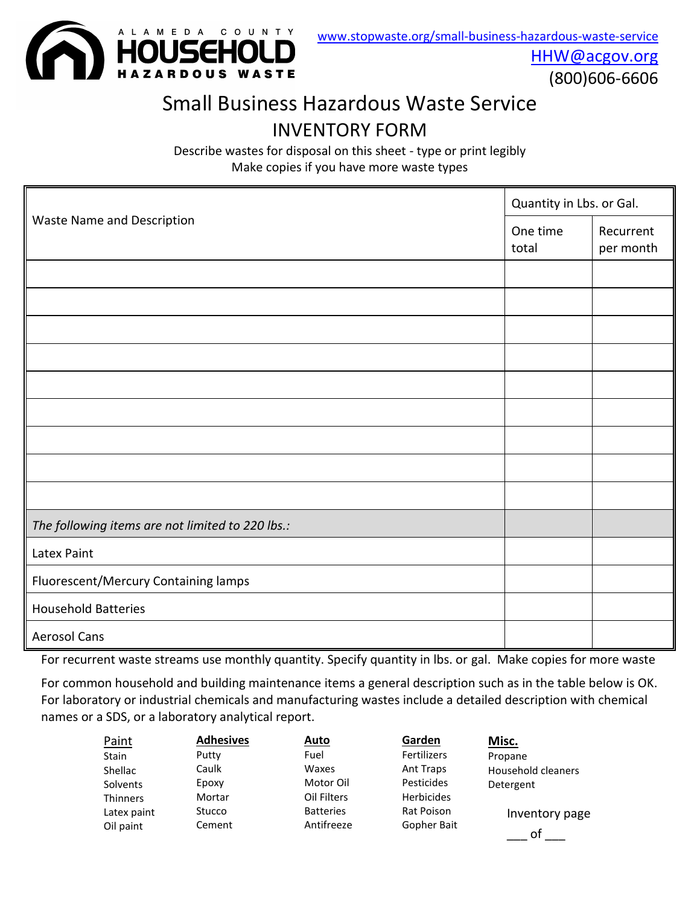ALAMEDA COUNTY HOUSEHOLD HAZARDOUS WASTE

www.stopwaste.org/small-business-hazardous-waste-service
HHW@acgov.org
(800)606-6606

# Small Business Hazardous Waste Service

## INVENTORY FORM

Describe wastes for disposal on this sheet - type or print legibly
Make copies if you have more waste types

| Waste Name and Description | Quantity in Lbs. or Gal. | |
|---|---|---|
| | One time total | Recurrent per month |
| | | |
| | | |
| | | |
| | | |
| | | |
| | | |
| | | |
| | | |
| | | |
| *The following items are not limited to 220 lbs.:* | | |
| Latex Paint | | |
| Fluorescent/Mercury Containing lamps | | |
| Household Batteries | | |
| Aerosol Cans | | |

For recurrent waste streams use monthly quantity. Specify quantity in lbs. or gal. Make copies for more waste

For common household and building maintenance items a general description such as in the table below is OK. For laboratory or industrial chemicals and manufacturing wastes include a detailed description with chemical names or a SDS, or a laboratory analytical report.

| Paint | Adhesives | Auto | Garden | Misc. |
|---|---|---|---|---|
| Stain | Putty | Fuel | Fertilizers | Propane |
| Shellac | Caulk | Waxes | Ant Traps | Household cleaners |
| Solvents | Epoxy | Motor Oil | Pesticides | Detergent |
| Thinners | Mortar | Oil Filters | Herbicides | |
| Latex paint | Stucco | Batteries | Rat Poison | |
| Oil paint | Cement | Antifreeze | Gopher Bait | |

Inventory page ___ of ___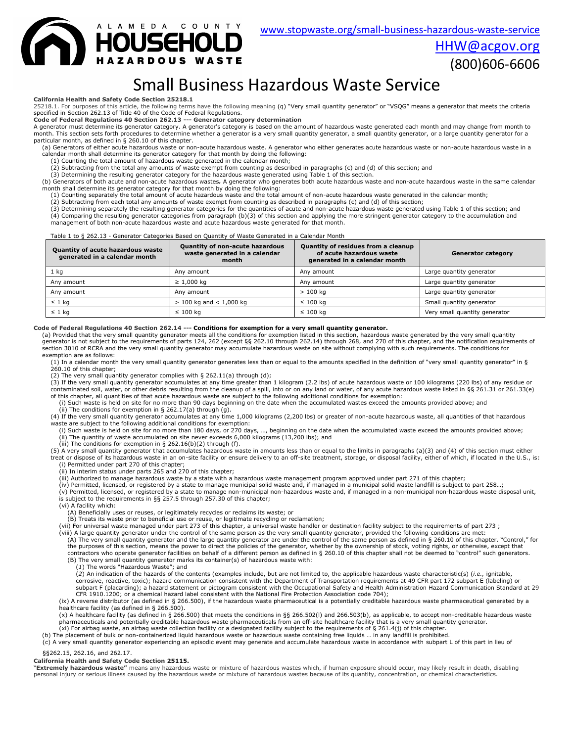ALAMEDA COUNTY HOUSEHOLD HAZARDOUS WASTE

www.stopwaste.org/small-business-hazardous-waste-service

HHW@acgov.org

(800)606-6606

# Small Business Hazardous Waste Service

**California Health and Safety Code Section 25218.1**

25218.1. For purposes of this article, the following terms have the following meaning (q) "Very small quantity generator" or "VSQG" means a generator that meets the criteria specified in Section 262.13 of Title 40 of the Code of Federal Regulations.

**Code of Federal Regulations 40 Section 262.13 --- Generator category determination**

A generator must determine its generator category. A generator's category is based on the amount of hazardous waste generated each month and may change from month to month. This section sets forth procedures to determine whether a generator is a very small quantity generator, a small quantity generator, or a large quantity generator for a particular month, as defined in § 260.10 of this chapter.

(a) Generators of either acute hazardous waste or non-acute hazardous waste. A generator who either generates acute hazardous waste or non-acute hazardous waste in a calendar month shall determine its generator category for that month by doing the following:

(1) Counting the total amount of hazardous waste generated in the calendar month;

(2) Subtracting from the total any amounts of waste exempt from counting as described in paragraphs (c) and (d) of this section; and

(3) Determining the resulting generator category for the hazardous waste generated using Table 1 of this section.

(b) Generators of both acute and non-acute hazardous wastes**.** A generator who generates both acute hazardous waste and non-acute hazardous waste in the same calendar month shall determine its generator category for that month by doing the following:

(1) Counting separately the total amount of acute hazardous waste and the total amount of non-acute hazardous waste generated in the calendar month;

(2) Subtracting from each total any amounts of waste exempt from counting as described in paragraphs (c) and (d) of this section;

(3) Determining separately the resulting generator categories for the quantities of acute and non-acute hazardous waste generated using Table 1 of this section; and

(4) Comparing the resulting generator categories from paragraph (b)(3) of this section and applying the more stringent generator category to the accumulation and management of both non-acute hazardous waste and acute hazardous waste generated for that month.

Table 1 to § 262.13 - Generator Categories Based on Quantity of Waste Generated in a Calendar Month

| Quantity of acute hazardous waste generated in a calendar month | Quantity of non-acute hazardous waste generated in a calendar month | Quantity of residues from a cleanup of acute hazardous waste generated in a calendar month | Generator category |
|---|---|---|---|
| 1 kg | Any amount | Any amount | Large quantity generator |
| Any amount | ≥ 1,000 kg | Any amount | Large quantity generator |
| Any amount | Any amount | > 100 kg | Large quantity generator |
| ≤ 1 kg | > 100 kg and < 1,000 kg | ≤ 100 kg | Small quantity generator |
| ≤ 1 kg | ≤ 100 kg | ≤ 100 kg | Very small quantity generator |

**Code of Federal Regulations 40 Section 262.14 --- Conditions for exemption for a very small quantity generator.**

(a) Provided that the very small quantity generator meets all the conditions for exemption listed in this section, hazardous waste generated by the very small quantity generator is not subject to the requirements of parts 124, 262 (except §§ 262.10 through 262.14) through 268, and 270 of this chapter, and the notification requirements of section 3010 of RCRA and the very small quantity generator may accumulate hazardous waste on site without complying with such requirements. The conditions for exemption are as follows:

(1) In a calendar month the very small quantity generator generates less than or equal to the amounts specified in the definition of "very small quantity generator" in § 260.10 of this chapter;

(2) The very small quantity generator complies with § 262.11(a) through (d);

(3) If the very small quantity generator accumulates at any time greater than 1 kilogram (2.2 lbs) of acute hazardous waste or 100 kilograms (220 lbs) of any residue or contaminated soil, water, or other debris resulting from the cleanup of a spill, into or on any land or water, of any acute hazardous waste listed in §§ 261.31 or 261.33(e) of this chapter, all quantities of that acute hazardous waste are subject to the following additional conditions for exemption:

(i) Such waste is held on site for no more than 90 days beginning on the date when the accumulated wastes exceed the amounts provided above; and

(ii) The conditions for exemption in § 262.17(a) through (g).

(4) If the very small quantity generator accumulates at any time 1,000 kilograms (2,200 lbs) or greater of non-acute hazardous waste, all quantities of that hazardous waste are subject to the following additional conditions for exemption:

(i) Such waste is held on site for no more than 180 days, or 270 days, …, beginning on the date when the accumulated waste exceed the amounts provided above;

(ii) The quantity of waste accumulated on site never exceeds 6,000 kilograms (13,200 lbs); and

(iii) The conditions for exemption in § 262.16(b)(2) through (f).

(5) A very small quantity generator that accumulates hazardous waste in amounts less than or equal to the limits in paragraphs (a)(3) and (4) of this section must either treat or dispose of its hazardous waste in an on-site facility or ensure delivery to an off-site treatment, storage, or disposal facility, either of which, if located in the U.S., is:

(i) Permitted under part 270 of this chapter;

(ii) In interim status under parts 265 and 270 of this chapter;

(iii) Authorized to manage hazardous waste by a state with a hazardous waste management program approved under part 271 of this chapter;

(iv) Permitted, licensed, or registered by a state to manage municipal solid waste and, if managed in a municipal solid waste landfill is subject to part 258…;

(v) Permitted, licensed, or registered by a state to manage non-municipal non-hazardous waste and, if managed in a non-municipal non-hazardous waste disposal unit, is subject to the requirements in §§ 257.5 through 257.30 of this chapter;

(vi) A facility which:

(A) Beneficially uses or reuses, or legitimately recycles or reclaims its waste; or

(B) Treats its waste prior to beneficial use or reuse, or legitimate recycling or reclamation;

(vii) For universal waste managed under part 273 of this chapter, a universal waste handler or destination facility subject to the requirements of part 273 ;

(viii) A large quantity generator under the control of the same person as the very small quantity generator, provided the following conditions are met:

(A) The very small quantity generator and the large quantity generator are under the control of the same person as defined in § 260.10 of this chapter. "Control," for the purposes of this section, means the power to direct the policies of the generator, whether by the ownership of stock, voting rights, or otherwise, except that contractors who operate generator facilities on behalf of a different person as defined in § 260.10 of this chapter shall not be deemed to "control" such generators.

(B) The very small quantity generator marks its container(s) of hazardous waste with:

(*1*) The words "Hazardous Waste"; and

(*2*) An indication of the hazards of the contents (examples include, but are not limited to, the applicable hazardous waste characteristic(s) (*i.e.,* ignitable, corrosive, reactive, toxic); hazard communication consistent with the Department of Transportation requirements at 49 CFR part 172 subpart E (labeling) or subpart F (placarding); a hazard statement or pictogram consistent with the Occupational Safety and Health Administration Hazard Communication Standard at 29 CFR 1910.1200; or a chemical hazard label consistent with the National Fire Protection Association code 704);

(ix) A reverse distributor (as defined in § 266.500), if the hazardous waste pharmaceutical is a potentially creditable hazardous waste pharmaceutical generated by a healthcare facility (as defined in § 266.500).

(x) A healthcare facility (as defined in § 266.500) that meets the conditions in §§ 266.502(l) and 266.503(b), as applicable, to accept non-creditable hazardous waste pharmaceuticals and potentially creditable hazardous waste pharmaceuticals from an off-site healthcare facility that is a very small quantity generator.

(xi) For airbag waste, an airbag waste collection facility or a designated facility subject to the requirements of § 261.4(j) of this chapter.

(b) The placement of bulk or non-containerized liquid hazardous waste or hazardous waste containing free liquids … in any landfill is prohibited.

(c) A very small quantity generator experiencing an episodic event may generate and accumulate hazardous waste in accordance with subpart L of this part in lieu of §§262.15, 262.16, and 262.17.

**California Health and Safety Code Section 25115.**

"**Extremely hazardous waste"** means any hazardous waste or mixture of hazardous wastes which, if human exposure should occur, may likely result in death, disabling personal injury or serious illness caused by the hazardous waste or mixture of hazardous wastes because of its quantity, concentration, or chemical characteristics.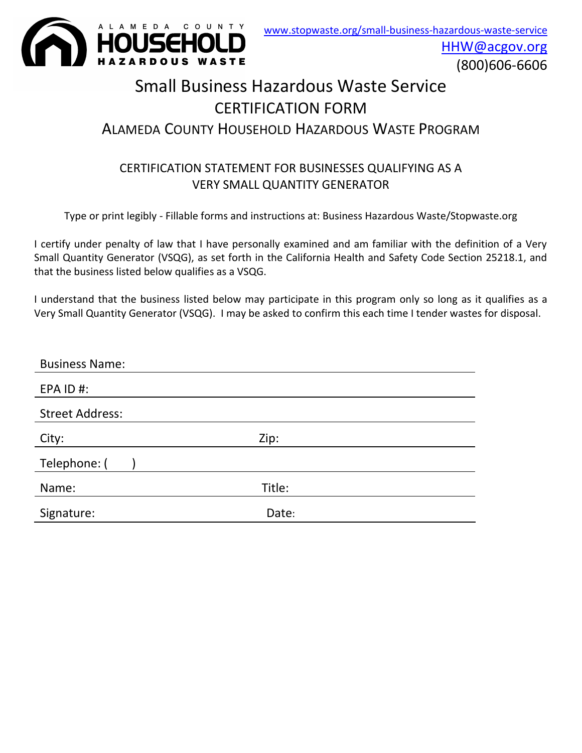ALAMEDA COUNTY HOUSEHOLD HAZARDOUS WASTE

www.stopwaste.org/small-business-hazardous-waste-service
HHW@acgov.org
(800)606-6606

# Small Business Hazardous Waste Service

## CERTIFICATION FORM

## ALAMEDA COUNTY HOUSEHOLD HAZARDOUS WASTE PROGRAM

### CERTIFICATION STATEMENT FOR BUSINESSES QUALIFYING AS A VERY SMALL QUANTITY GENERATOR

Type or print legibly - Fillable forms and instructions at: Business Hazardous Waste/Stopwaste.org

I certify under penalty of law that I have personally examined and am familiar with the definition of a Very Small Quantity Generator (VSQG), as set forth in the California Health and Safety Code Section 25218.1, and that the business listed below qualifies as a VSQG.

I understand that the business listed below may participate in this program only so long as it qualifies as a Very Small Quantity Generator (VSQG). I may be asked to confirm this each time I tender wastes for disposal.

Business Name: ______________________________

EPA ID #: ______________________________

Street Address: ______________________________

City: ______________ Zip: ______________

Telephone: ( ) ______________________________

Name: ______________ Title: ______________

Signature: ______________ Date: ______________